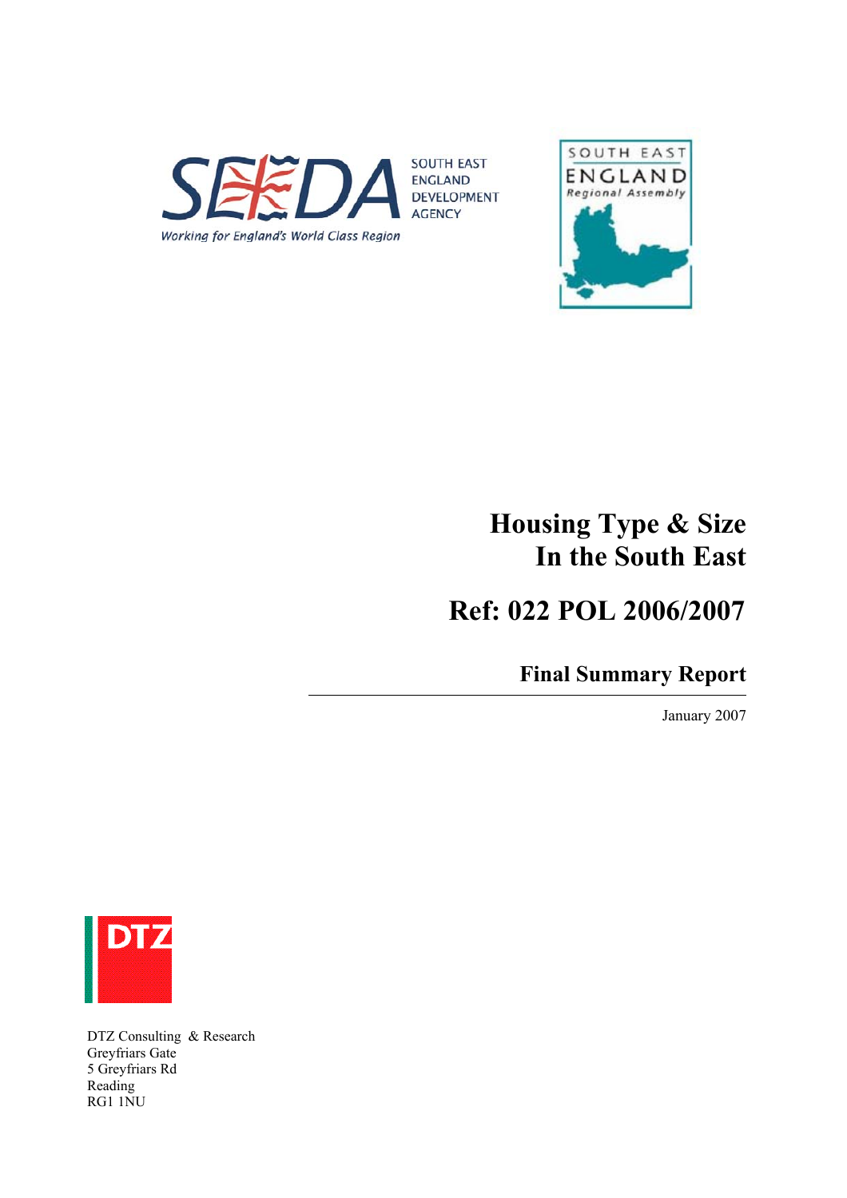SOUTH EAST ENGLAND DEVELOPMENT AGENCY

Working for England's World Class Region

SOUTH EAST ENGLAND Regional Assembly

# Housing Type & Size In the South East

# Ref: 022 POL 2006/2007

## Final Summary Report

January 2007

DTZ

DTZ Consulting & Research
Greyfriars Gate
5 Greyfriars Rd
Reading
RG1 1NU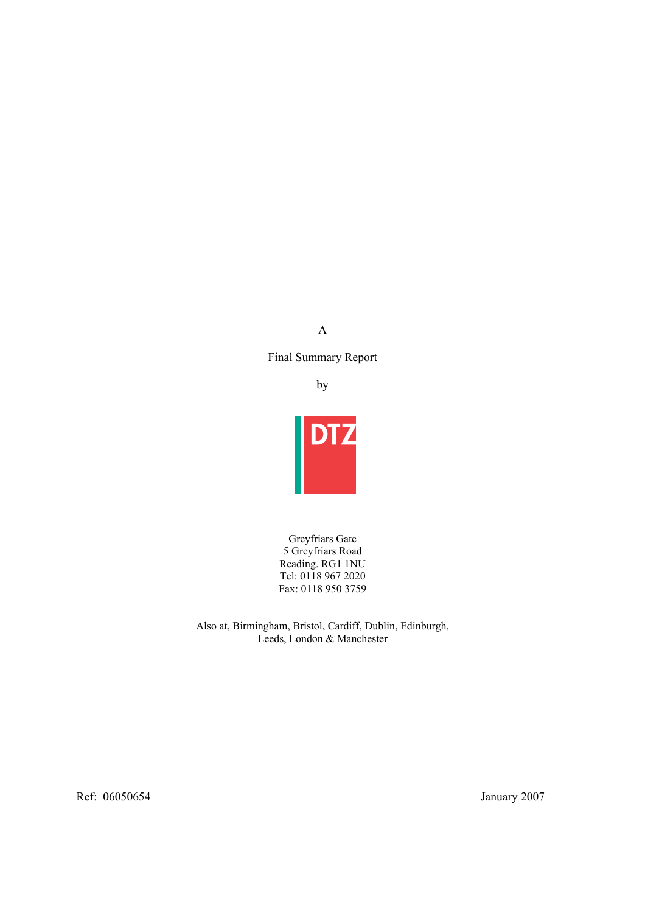A

Final Summary Report

by

DTZ

Greyfriars Gate
5 Greyfriars Road
Reading. RG1 1NU
Tel: 0118 967 2020
Fax: 0118 950 3759

Also at, Birmingham, Bristol, Cardiff, Dublin, Edinburgh,
Leeds, London & Manchester

Ref: 06050654

January 2007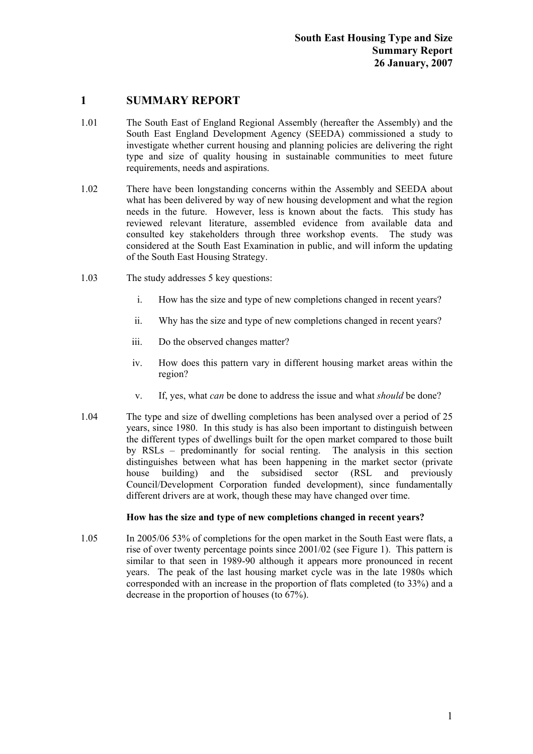# 1 SUMMARY REPORT

1.01 The South East of England Regional Assembly (hereafter the Assembly) and the South East England Development Agency (SEEDA) commissioned a study to investigate whether current housing and planning policies are delivering the right type and size of quality housing in sustainable communities to meet future requirements, needs and aspirations.

1.02 There have been longstanding concerns within the Assembly and SEEDA about what has been delivered by way of new housing development and what the region needs in the future. However, less is known about the facts. This study has reviewed relevant literature, assembled evidence from available data and consulted key stakeholders through three workshop events. The study was considered at the South East Examination in public, and will inform the updating of the South East Housing Strategy.

1.03 The study addresses 5 key questions:

i. How has the size and type of new completions changed in recent years?

ii. Why has the size and type of new completions changed in recent years?

iii. Do the observed changes matter?

iv. How does this pattern vary in different housing market areas within the region?

v. If, yes, what *can* be done to address the issue and what *should* be done?

1.04 The type and size of dwelling completions has been analysed over a period of 25 years, since 1980. In this study is has also been important to distinguish between the different types of dwellings built for the open market compared to those built by RSLs – predominantly for social renting. The analysis in this section distinguishes between what has been happening in the market sector (private house building) and the subsidised sector (RSL and previously Council/Development Corporation funded development), since fundamentally different drivers are at work, though these may have changed over time.

**How has the size and type of new completions changed in recent years?**

1.05 In 2005/06 53% of completions for the open market in the South East were flats, a rise of over twenty percentage points since 2001/02 (see Figure 1). This pattern is similar to that seen in 1989-90 although it appears more pronounced in recent years. The peak of the last housing market cycle was in the late 1980s which corresponded with an increase in the proportion of flats completed (to 33%) and a decrease in the proportion of houses (to 67%).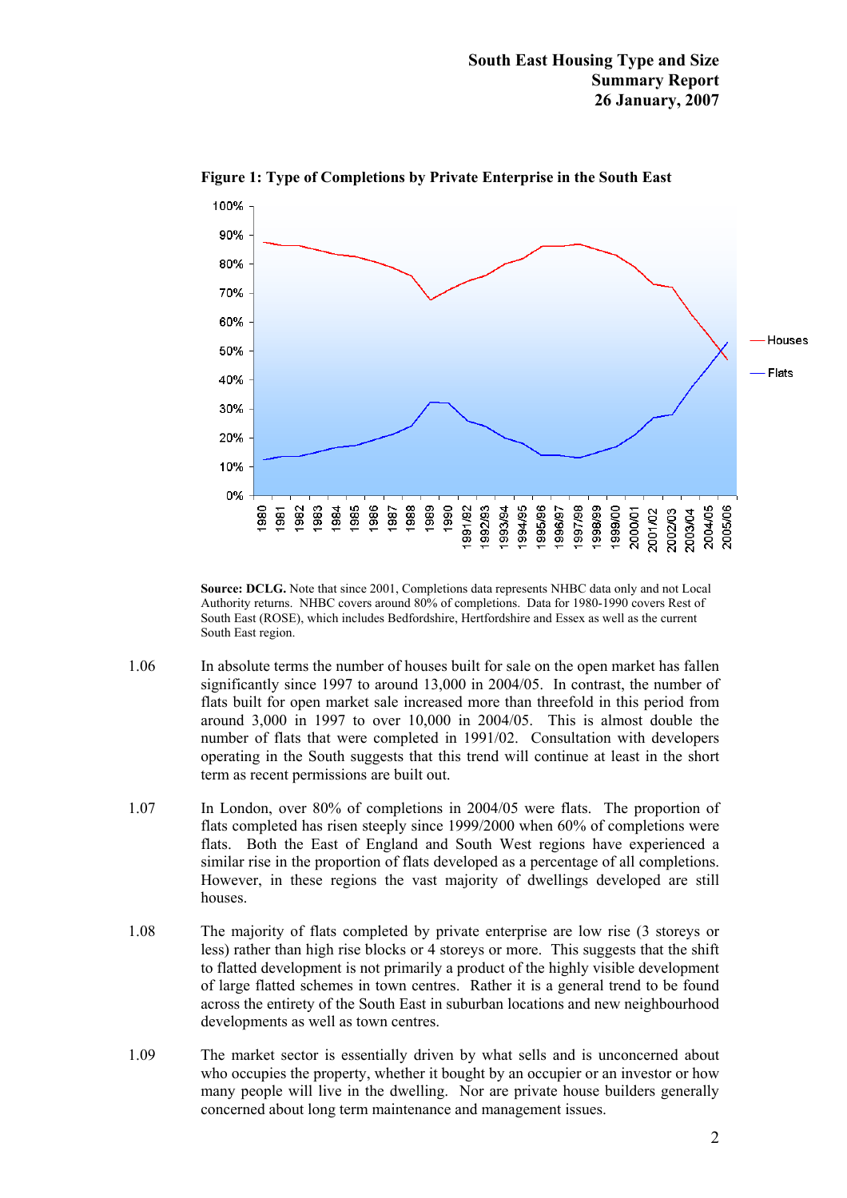**Figure 1: Type of Completions by Private Enterprise in the South East**

**Source: DCLG.** Note that since 2001, Completions data represents NHBC data only and not Local Authority returns. NHBC covers around 80% of completions. Data for 1980-1990 covers Rest of South East (ROSE), which includes Bedfordshire, Hertfordshire and Essex as well as the current South East region.

1.06 In absolute terms the number of houses built for sale on the open market has fallen significantly since 1997 to around 13,000 in 2004/05. In contrast, the number of flats built for open market sale increased more than threefold in this period from around 3,000 in 1997 to over 10,000 in 2004/05. This is almost double the number of flats that were completed in 1991/02. Consultation with developers operating in the South suggests that this trend will continue at least in the short term as recent permissions are built out.

1.07 In London, over 80% of completions in 2004/05 were flats. The proportion of flats completed has risen steeply since 1999/2000 when 60% of completions were flats. Both the East of England and South West regions have experienced a similar rise in the proportion of flats developed as a percentage of all completions. However, in these regions the vast majority of dwellings developed are still houses.

1.08 The majority of flats completed by private enterprise are low rise (3 storeys or less) rather than high rise blocks or 4 storeys or more. This suggests that the shift to flatted development is not primarily a product of the highly visible development of large flatted schemes in town centres. Rather it is a general trend to be found across the entirety of the South East in suburban locations and new neighbourhood developments as well as town centres.

1.09 The market sector is essentially driven by what sells and is unconcerned about who occupies the property, whether it bought by an occupier or an investor or how many people will live in the dwelling. Nor are private house builders generally concerned about long term maintenance and management issues.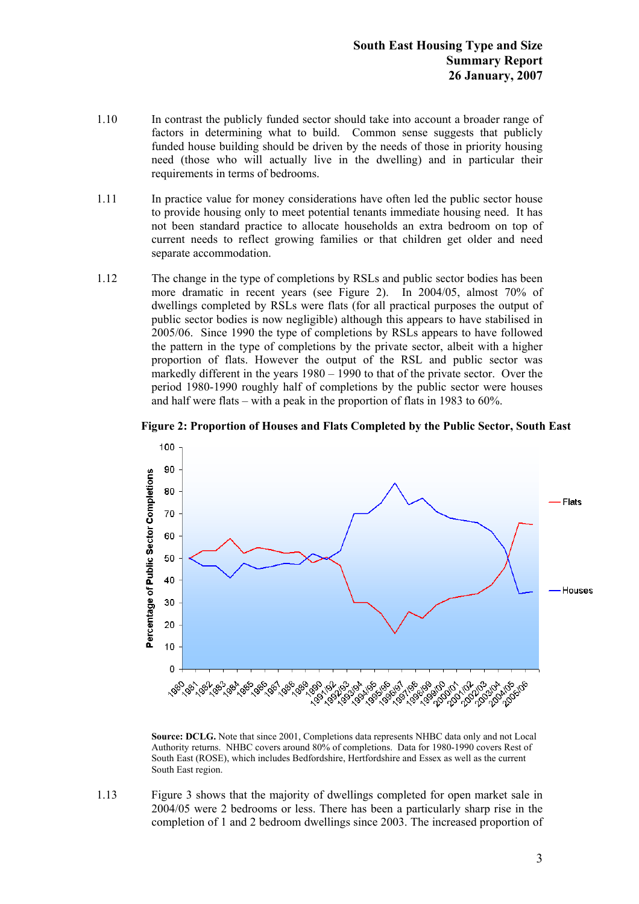1.10 In contrast the publicly funded sector should take into account a broader range of factors in determining what to build. Common sense suggests that publicly funded house building should be driven by the needs of those in priority housing need (those who will actually live in the dwelling) and in particular their requirements in terms of bedrooms.

1.11 In practice value for money considerations have often led the public sector house to provide housing only to meet potential tenants immediate housing need. It has not been standard practice to allocate households an extra bedroom on top of current needs to reflect growing families or that children get older and need separate accommodation.

1.12 The change in the type of completions by RSLs and public sector bodies has been more dramatic in recent years (see Figure 2). In 2004/05, almost 70% of dwellings completed by RSLs were flats (for all practical purposes the output of public sector bodies is now negligible) although this appears to have stabilised in 2005/06. Since 1990 the type of completions by RSLs appears to have followed the pattern in the type of completions by the private sector, albeit with a higher proportion of flats. However the output of the RSL and public sector was markedly different in the years 1980 – 1990 to that of the private sector. Over the period 1980-1990 roughly half of completions by the public sector were houses and half were flats – with a peak in the proportion of flats in 1983 to 60%.

**Figure 2: Proportion of Houses and Flats Completed by the Public Sector, South East**

**Source: DCLG.** Note that since 2001, Completions data represents NHBC data only and not Local Authority returns. NHBC covers around 80% of completions. Data for 1980-1990 covers Rest of South East (ROSE), which includes Bedfordshire, Hertfordshire and Essex as well as the current South East region.

1.13 Figure 3 shows that the majority of dwellings completed for open market sale in 2004/05 were 2 bedrooms or less. There has been a particularly sharp rise in the completion of 1 and 2 bedroom dwellings since 2003. The increased proportion of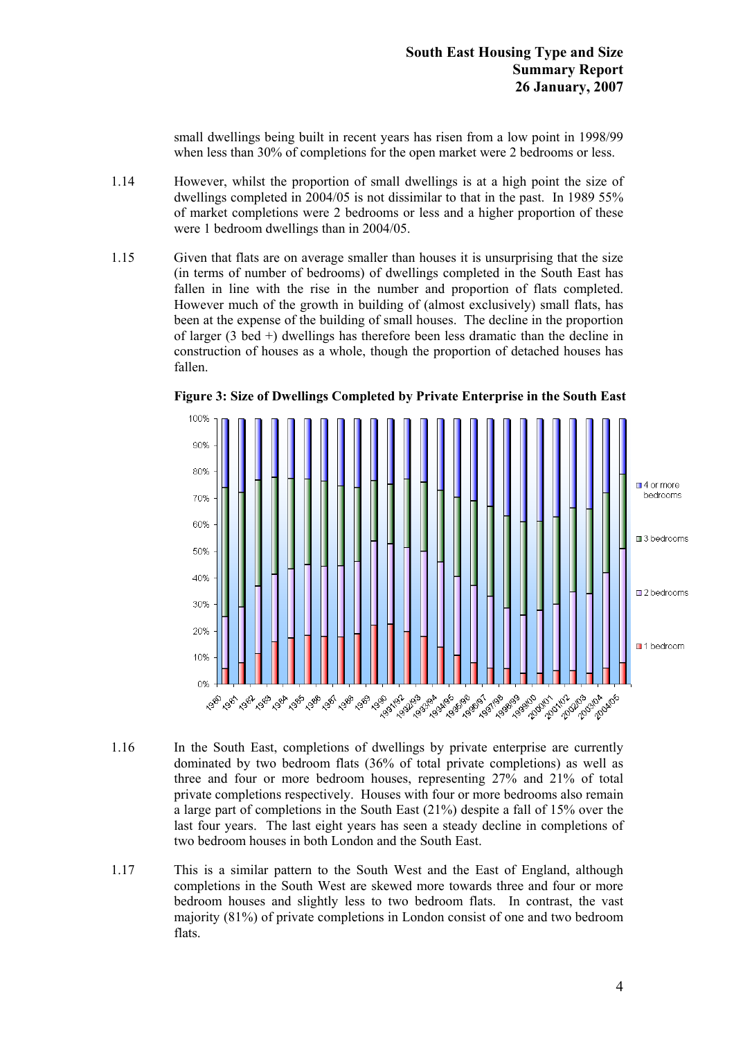small dwellings being built in recent years has risen from a low point in 1998/99 when less than 30% of completions for the open market were 2 bedrooms or less.

1.14 However, whilst the proportion of small dwellings is at a high point the size of dwellings completed in 2004/05 is not dissimilar to that in the past. In 1989 55% of market completions were 2 bedrooms or less and a higher proportion of these were 1 bedroom dwellings than in 2004/05.

1.15 Given that flats are on average smaller than houses it is unsurprising that the size (in terms of number of bedrooms) of dwellings completed in the South East has fallen in line with the rise in the number and proportion of flats completed. However much of the growth in building of (almost exclusively) small flats, has been at the expense of the building of small houses. The decline in the proportion of larger (3 bed +) dwellings has therefore been less dramatic than the decline in construction of houses as a whole, though the proportion of detached houses has fallen.

**Figure 3: Size of Dwellings Completed by Private Enterprise in the South East**

1.16 In the South East, completions of dwellings by private enterprise are currently dominated by two bedroom flats (36% of total private completions) as well as three and four or more bedroom houses, representing 27% and 21% of total private completions respectively. Houses with four or more bedrooms also remain a large part of completions in the South East (21%) despite a fall of 15% over the last four years. The last eight years has seen a steady decline in completions of two bedroom houses in both London and the South East.

1.17 This is a similar pattern to the South West and the East of England, although completions in the South West are skewed more towards three and four or more bedroom houses and slightly less to two bedroom flats. In contrast, the vast majority (81%) of private completions in London consist of one and two bedroom flats.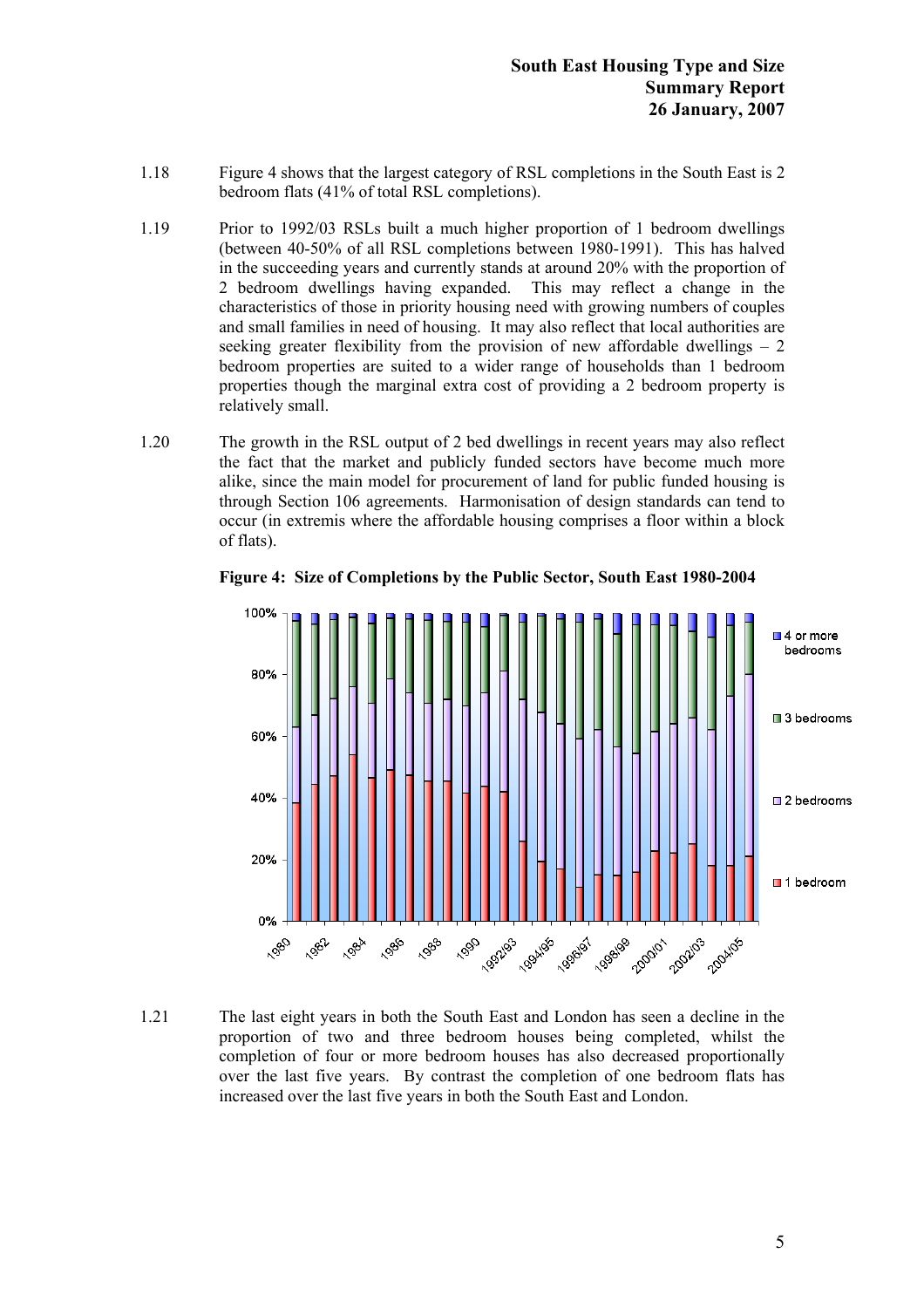1.18 Figure 4 shows that the largest category of RSL completions in the South East is 2 bedroom flats (41% of total RSL completions).

1.19 Prior to 1992/03 RSLs built a much higher proportion of 1 bedroom dwellings (between 40-50% of all RSL completions between 1980-1991). This has halved in the succeeding years and currently stands at around 20% with the proportion of 2 bedroom dwellings having expanded. This may reflect a change in the characteristics of those in priority housing need with growing numbers of couples and small families in need of housing. It may also reflect that local authorities are seeking greater flexibility from the provision of new affordable dwellings – 2 bedroom properties are suited to a wider range of households than 1 bedroom properties though the marginal extra cost of providing a 2 bedroom property is relatively small.

1.20 The growth in the RSL output of 2 bed dwellings in recent years may also reflect the fact that the market and publicly funded sectors have become much more alike, since the main model for procurement of land for public funded housing is through Section 106 agreements. Harmonisation of design standards can tend to occur (in extremis where the affordable housing comprises a floor within a block of flats).

**Figure 4: Size of Completions by the Public Sector, South East 1980-2004**

1.21 The last eight years in both the South East and London has seen a decline in the proportion of two and three bedroom houses being completed, whilst the completion of four or more bedroom houses has also decreased proportionally over the last five years. By contrast the completion of one bedroom flats has increased over the last five years in both the South East and London.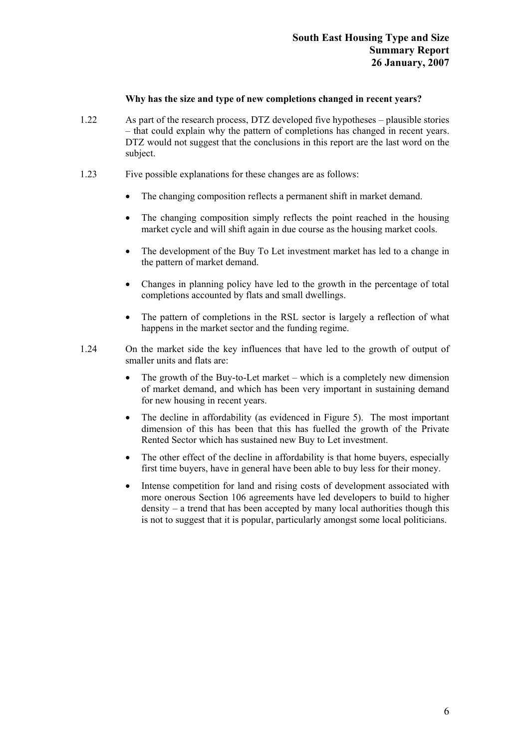**Why has the size and type of new completions changed in recent years?**

1.22 As part of the research process, DTZ developed five hypotheses – plausible stories – that could explain why the pattern of completions has changed in recent years. DTZ would not suggest that the conclusions in this report are the last word on the subject.

1.23 Five possible explanations for these changes are as follows:

- The changing composition reflects a permanent shift in market demand.
- The changing composition simply reflects the point reached in the housing market cycle and will shift again in due course as the housing market cools.
- The development of the Buy To Let investment market has led to a change in the pattern of market demand.
- Changes in planning policy have led to the growth in the percentage of total completions accounted by flats and small dwellings.
- The pattern of completions in the RSL sector is largely a reflection of what happens in the market sector and the funding regime.

1.24 On the market side the key influences that have led to the growth of output of smaller units and flats are:

- The growth of the Buy-to-Let market – which is a completely new dimension of market demand, and which has been very important in sustaining demand for new housing in recent years.
- The decline in affordability (as evidenced in Figure 5). The most important dimension of this has been that this has fuelled the growth of the Private Rented Sector which has sustained new Buy to Let investment.
- The other effect of the decline in affordability is that home buyers, especially first time buyers, have in general have been able to buy less for their money.
- Intense competition for land and rising costs of development associated with more onerous Section 106 agreements have led developers to build to higher density – a trend that has been accepted by many local authorities though this is not to suggest that it is popular, particularly amongst some local politicians.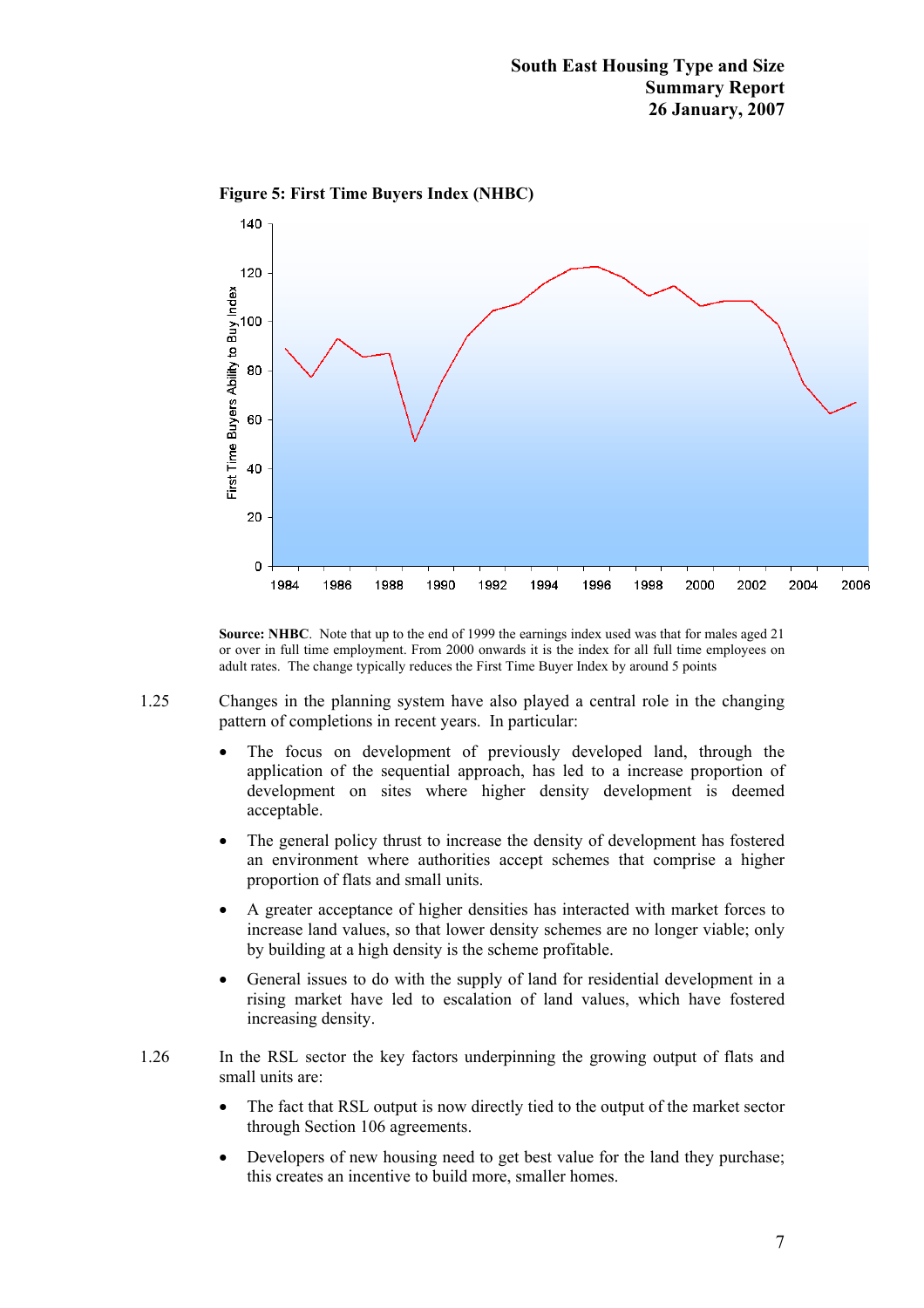**Figure 5: First Time Buyers Index (NHBC)**

**Source: NHBC**. Note that up to the end of 1999 the earnings index used was that for males aged 21 or over in full time employment. From 2000 onwards it is the index for all full time employees on adult rates. The change typically reduces the First Time Buyer Index by around 5 points

1.25 Changes in the planning system have also played a central role in the changing pattern of completions in recent years. In particular:

- The focus on development of previously developed land, through the application of the sequential approach, has led to a increase proportion of development on sites where higher density development is deemed acceptable.
- The general policy thrust to increase the density of development has fostered an environment where authorities accept schemes that comprise a higher proportion of flats and small units.
- A greater acceptance of higher densities has interacted with market forces to increase land values, so that lower density schemes are no longer viable; only by building at a high density is the scheme profitable.
- General issues to do with the supply of land for residential development in a rising market have led to escalation of land values, which have fostered increasing density.

1.26 In the RSL sector the key factors underpinning the growing output of flats and small units are:

- The fact that RSL output is now directly tied to the output of the market sector through Section 106 agreements.
- Developers of new housing need to get best value for the land they purchase; this creates an incentive to build more, smaller homes.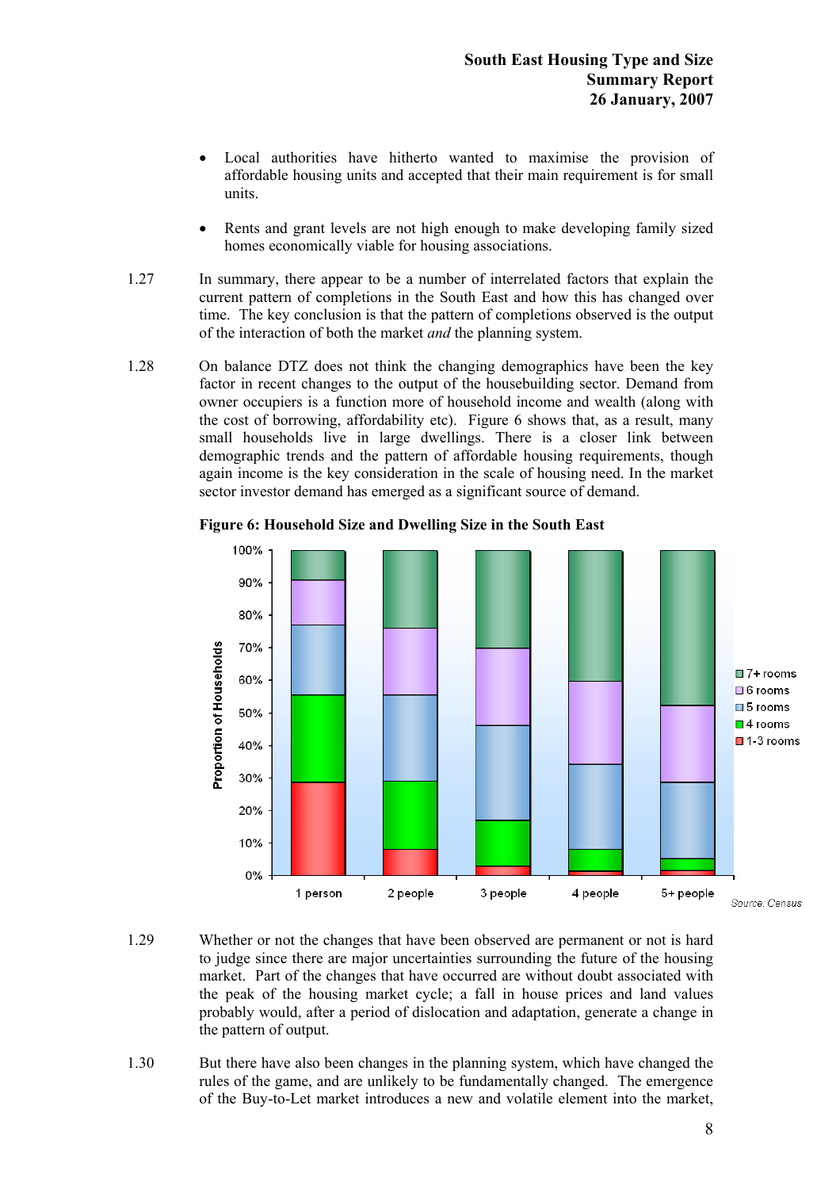- Local authorities have hitherto wanted to maximise the provision of affordable housing units and accepted that their main requirement is for small units.

- Rents and grant levels are not high enough to make developing family sized homes economically viable for housing associations.

1.27 In summary, there appear to be a number of interrelated factors that explain the current pattern of completions in the South East and how this has changed over time. The key conclusion is that the pattern of completions observed is the output of the interaction of both the market *and* the planning system.

1.28 On balance DTZ does not think the changing demographics have been the key factor in recent changes to the output of the housebuilding sector. Demand from owner occupiers is a function more of household income and wealth (along with the cost of borrowing, affordability etc). Figure 6 shows that, as a result, many small households live in large dwellings. There is a closer link between demographic trends and the pattern of affordable housing requirements, though again income is the key consideration in the scale of housing need. In the market sector investor demand has emerged as a significant source of demand.

**Figure 6: Household Size and Dwelling Size in the South East**

Source: Census

1.29 Whether or not the changes that have been observed are permanent or not is hard to judge since there are major uncertainties surrounding the future of the housing market. Part of the changes that have occurred are without doubt associated with the peak of the housing market cycle; a fall in house prices and land values probably would, after a period of dislocation and adaptation, generate a change in the pattern of output.

1.30 But there have also been changes in the planning system, which have changed the rules of the game, and are unlikely to be fundamentally changed. The emergence of the Buy-to-Let market introduces a new and volatile element into the market,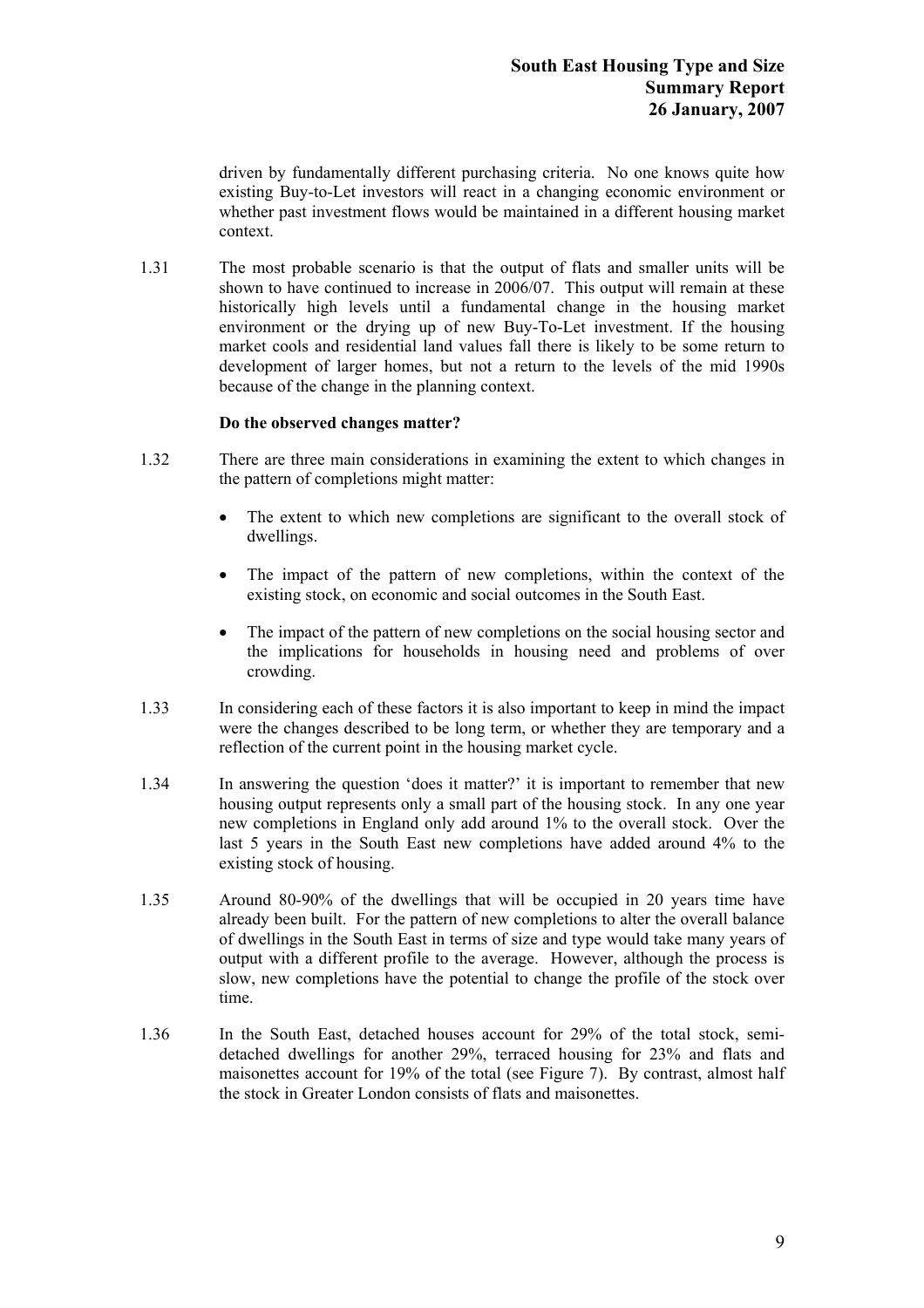driven by fundamentally different purchasing criteria. No one knows quite how existing Buy-to-Let investors will react in a changing economic environment or whether past investment flows would be maintained in a different housing market context.

1.31 The most probable scenario is that the output of flats and smaller units will be shown to have continued to increase in 2006/07. This output will remain at these historically high levels until a fundamental change in the housing market environment or the drying up of new Buy-To-Let investment. If the housing market cools and residential land values fall there is likely to be some return to development of larger homes, but not a return to the levels of the mid 1990s because of the change in the planning context.

**Do the observed changes matter?**

1.32 There are three main considerations in examining the extent to which changes in the pattern of completions might matter:

- The extent to which new completions are significant to the overall stock of dwellings.
- The impact of the pattern of new completions, within the context of the existing stock, on economic and social outcomes in the South East.
- The impact of the pattern of new completions on the social housing sector and the implications for households in housing need and problems of over crowding.

1.33 In considering each of these factors it is also important to keep in mind the impact were the changes described to be long term, or whether they are temporary and a reflection of the current point in the housing market cycle.

1.34 In answering the question 'does it matter?' it is important to remember that new housing output represents only a small part of the housing stock. In any one year new completions in England only add around 1% to the overall stock. Over the last 5 years in the South East new completions have added around 4% to the existing stock of housing.

1.35 Around 80-90% of the dwellings that will be occupied in 20 years time have already been built. For the pattern of new completions to alter the overall balance of dwellings in the South East in terms of size and type would take many years of output with a different profile to the average. However, although the process is slow, new completions have the potential to change the profile of the stock over time.

1.36 In the South East, detached houses account for 29% of the total stock, semi-detached dwellings for another 29%, terraced housing for 23% and flats and maisonettes account for 19% of the total (see Figure 7). By contrast, almost half the stock in Greater London consists of flats and maisonettes.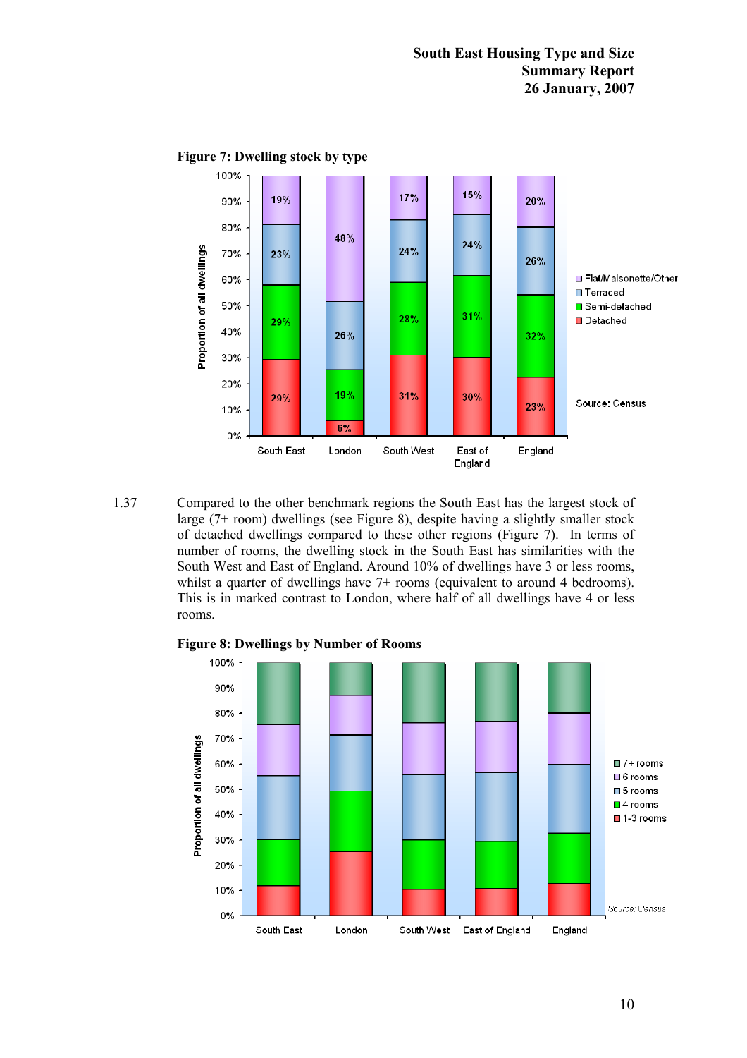**Figure 7: Dwelling stock by type**

1.37 Compared to the other benchmark regions the South East has the largest stock of large (7+ room) dwellings (see Figure 8), despite having a slightly smaller stock of detached dwellings compared to these other regions (Figure 7). In terms of number of rooms, the dwelling stock in the South East has similarities with the South West and East of England. Around 10% of dwellings have 3 or less rooms, whilst a quarter of dwellings have 7+ rooms (equivalent to around 4 bedrooms). This is in marked contrast to London, where half of all dwellings have 4 or less rooms.

**Figure 8: Dwellings by Number of Rooms**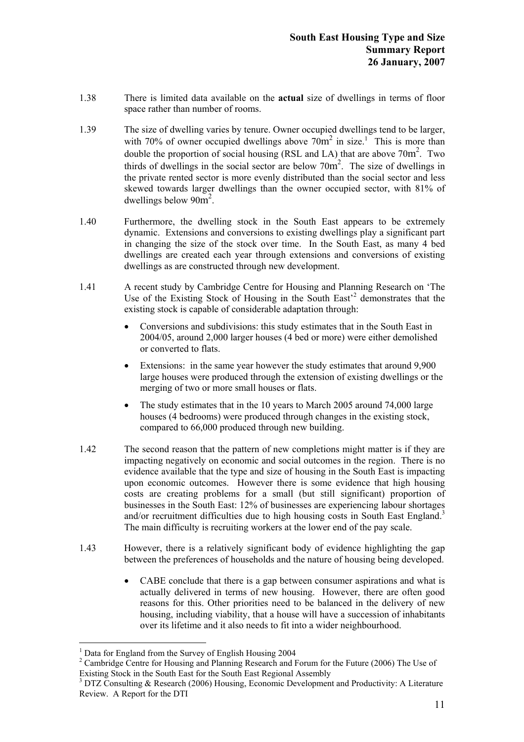1.38 There is limited data available on the **actual** size of dwellings in terms of floor space rather than number of rooms.

1.39 The size of dwelling varies by tenure. Owner occupied dwellings tend to be larger, with 70% of owner occupied dwellings above $70m^2$ in size.[1] This is more than double the proportion of social housing (RSL and LA) that are above $70m^2$. Two thirds of dwellings in the social sector are below $70m^2$. The size of dwellings in the private rented sector is more evenly distributed than the social sector and less skewed towards larger dwellings than the owner occupied sector, with 81% of dwellings below $90m^2$.

1.40 Furthermore, the dwelling stock in the South East appears to be extremely dynamic. Extensions and conversions to existing dwellings play a significant part in changing the size of the stock over time. In the South East, as many 4 bed dwellings are created each year through extensions and conversions of existing dwellings as are constructed through new development.

1.41 A recent study by Cambridge Centre for Housing and Planning Research on 'The Use of the Existing Stock of Housing in the South East'[2] demonstrates that the existing stock is capable of considerable adaptation through:

- Conversions and subdivisions: this study estimates that in the South East in 2004/05, around 2,000 larger houses (4 bed or more) were either demolished or converted to flats.
- Extensions: in the same year however the study estimates that around 9,900 large houses were produced through the extension of existing dwellings or the merging of two or more small houses or flats.
- The study estimates that in the 10 years to March 2005 around 74,000 large houses (4 bedrooms) were produced through changes in the existing stock, compared to 66,000 produced through new building.

1.42 The second reason that the pattern of new completions might matter is if they are impacting negatively on economic and social outcomes in the region. There is no evidence available that the type and size of housing in the South East is impacting upon economic outcomes. However there is some evidence that high housing costs are creating problems for a small (but still significant) proportion of businesses in the South East: 12% of businesses are experiencing labour shortages and/or recruitment difficulties due to high housing costs in South East England.[3] The main difficulty is recruiting workers at the lower end of the pay scale.

1.43 However, there is a relatively significant body of evidence highlighting the gap between the preferences of households and the nature of housing being developed.

- CABE conclude that there is a gap between consumer aspirations and what is actually delivered in terms of new housing. However, there are often good reasons for this. Other priorities need to be balanced in the delivery of new housing, including viability, that a house will have a succession of inhabitants over its lifetime and it also needs to fit into a wider neighbourhood.

---

[1] Data for England from the Survey of English Housing 2004

[2] Cambridge Centre for Housing and Planning Research and Forum for the Future (2006) The Use of Existing Stock in the South East for the South East Regional Assembly

[3] DTZ Consulting & Research (2006) Housing, Economic Development and Productivity: A Literature Review. A Report for the DTI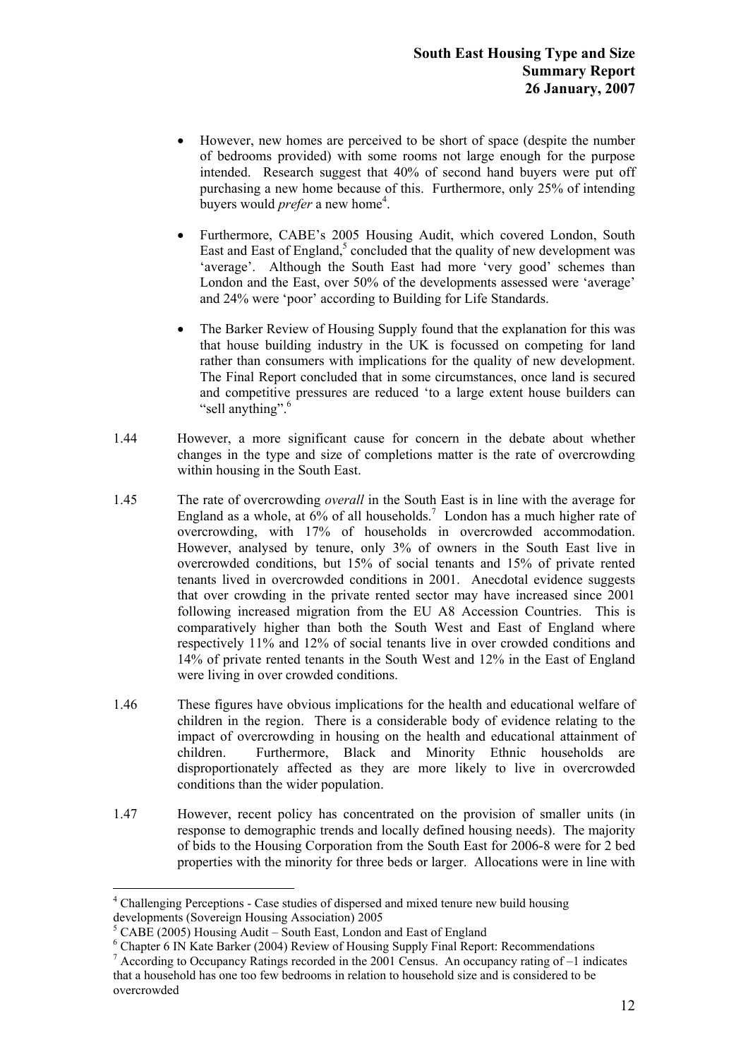- However, new homes are perceived to be short of space (despite the number of bedrooms provided) with some rooms not large enough for the purpose intended. Research suggest that 40% of second hand buyers were put off purchasing a new home because of this. Furthermore, only 25% of intending buyers would *prefer* a new home[4].

- Furthermore, CABE's 2005 Housing Audit, which covered London, South East and East of England,[5] concluded that the quality of new development was 'average'. Although the South East had more 'very good' schemes than London and the East, over 50% of the developments assessed were 'average' and 24% were 'poor' according to Building for Life Standards.

- The Barker Review of Housing Supply found that the explanation for this was that house building industry in the UK is focussed on competing for land rather than consumers with implications for the quality of new development. The Final Report concluded that in some circumstances, once land is secured and competitive pressures are reduced 'to a large extent house builders can "sell anything".[6]

1.44 However, a more significant cause for concern in the debate about whether changes in the type and size of completions matter is the rate of overcrowding within housing in the South East.

1.45 The rate of overcrowding *overall* in the South East is in line with the average for England as a whole, at 6% of all households.[7] London has a much higher rate of overcrowding, with 17% of households in overcrowded accommodation. However, analysed by tenure, only 3% of owners in the South East live in overcrowded conditions, but 15% of social tenants and 15% of private rented tenants lived in overcrowded conditions in 2001. Anecdotal evidence suggests that over crowding in the private rented sector may have increased since 2001 following increased migration from the EU A8 Accession Countries. This is comparatively higher than both the South West and East of England where respectively 11% and 12% of social tenants live in over crowded conditions and 14% of private rented tenants in the South West and 12% in the East of England were living in over crowded conditions.

1.46 These figures have obvious implications for the health and educational welfare of children in the region. There is a considerable body of evidence relating to the impact of overcrowding in housing on the health and educational attainment of children. Furthermore, Black and Minority Ethnic households are disproportionately affected as they are more likely to live in overcrowded conditions than the wider population.

1.47 However, recent policy has concentrated on the provision of smaller units (in response to demographic trends and locally defined housing needs). The majority of bids to the Housing Corporation from the South East for 2006-8 were for 2 bed properties with the minority for three beds or larger. Allocations were in line with

---

[4] Challenging Perceptions - Case studies of dispersed and mixed tenure new build housing developments (Sovereign Housing Association) 2005

[5] CABE (2005) Housing Audit – South East, London and East of England

[6] Chapter 6 IN Kate Barker (2004) Review of Housing Supply Final Report: Recommendations

[7] According to Occupancy Ratings recorded in the 2001 Census. An occupancy rating of –1 indicates that a household has one too few bedrooms in relation to household size and is considered to be overcrowded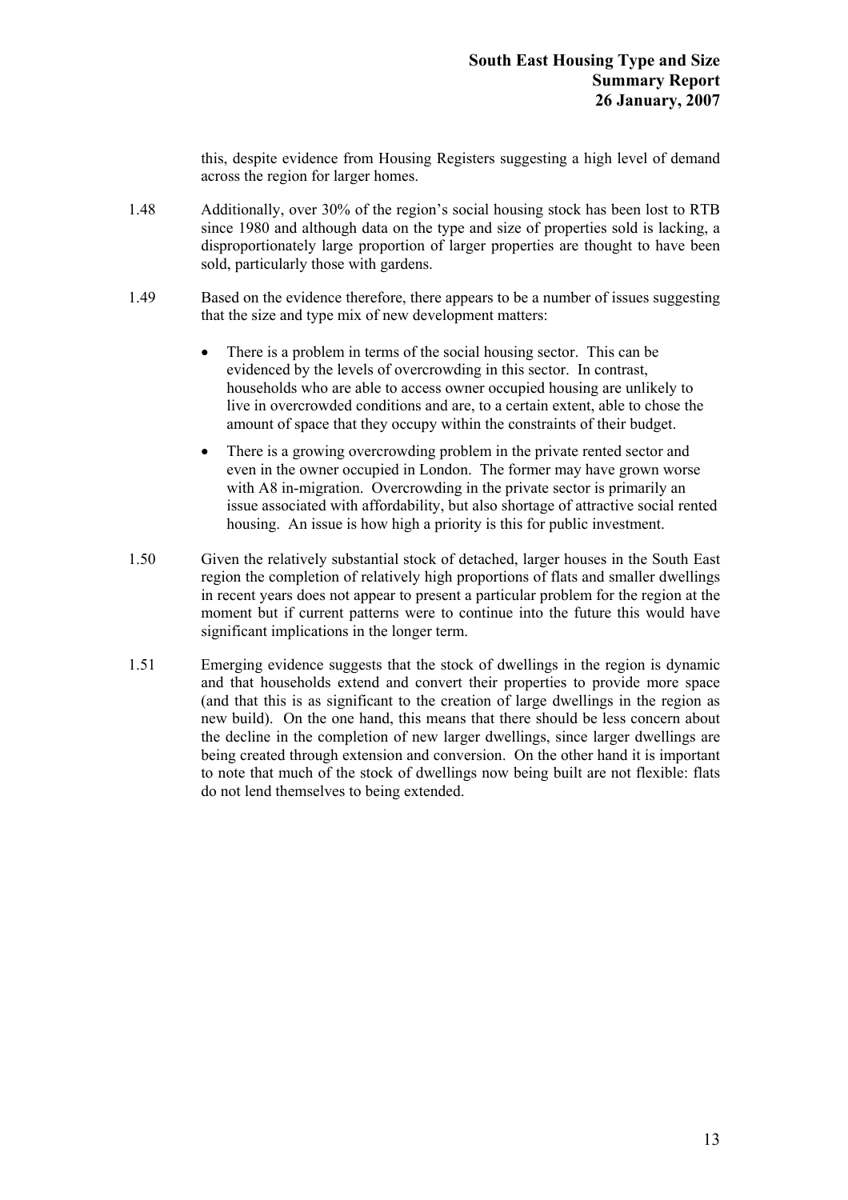this, despite evidence from Housing Registers suggesting a high level of demand across the region for larger homes.

1.48 Additionally, over 30% of the region's social housing stock has been lost to RTB since 1980 and although data on the type and size of properties sold is lacking, a disproportionately large proportion of larger properties are thought to have been sold, particularly those with gardens.

1.49 Based on the evidence therefore, there appears to be a number of issues suggesting that the size and type mix of new development matters:

- There is a problem in terms of the social housing sector. This can be evidenced by the levels of overcrowding in this sector. In contrast, households who are able to access owner occupied housing are unlikely to live in overcrowded conditions and are, to a certain extent, able to chose the amount of space that they occupy within the constraints of their budget.
- There is a growing overcrowding problem in the private rented sector and even in the owner occupied in London. The former may have grown worse with A8 in-migration. Overcrowding in the private sector is primarily an issue associated with affordability, but also shortage of attractive social rented housing. An issue is how high a priority is this for public investment.

1.50 Given the relatively substantial stock of detached, larger houses in the South East region the completion of relatively high proportions of flats and smaller dwellings in recent years does not appear to present a particular problem for the region at the moment but if current patterns were to continue into the future this would have significant implications in the longer term.

1.51 Emerging evidence suggests that the stock of dwellings in the region is dynamic and that households extend and convert their properties to provide more space (and that this is as significant to the creation of large dwellings in the region as new build). On the one hand, this means that there should be less concern about the decline in the completion of new larger dwellings, since larger dwellings are being created through extension and conversion. On the other hand it is important to note that much of the stock of dwellings now being built are not flexible: flats do not lend themselves to being extended.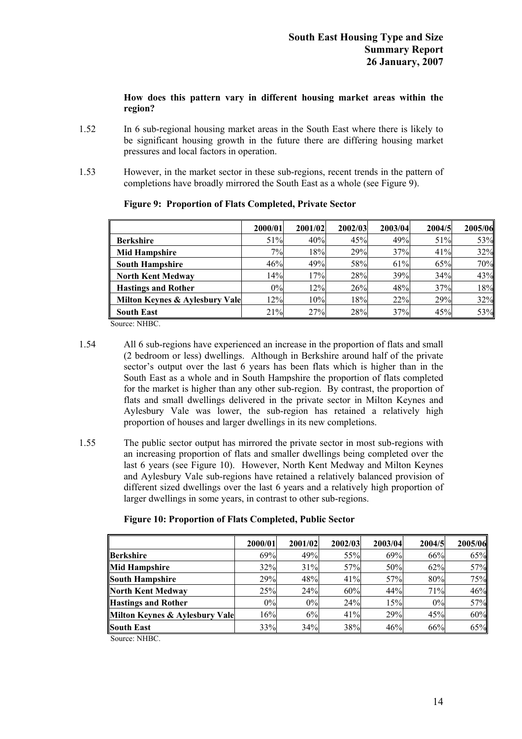**How does this pattern vary in different housing market areas within the region?**

1.52 In 6 sub-regional housing market areas in the South East where there is likely to be significant housing growth in the future there are differing housing market pressures and local factors in operation.

1.53 However, in the market sector in these sub-regions, recent trends in the pattern of completions have broadly mirrored the South East as a whole (see Figure 9).

**Figure 9: Proportion of Flats Completed, Private Sector**

| | 2000/01 | 2001/02 | 2002/03 | 2003/04 | 2004/5 | 2005/06 |
|---|---|---|---|---|---|---|
| **Berkshire** | 51% | 40% | 45% | 49% | 51% | 53% |
| **Mid Hampshire** | 7% | 18% | 29% | 37% | 41% | 32% |
| **South Hampshire** | 46% | 49% | 58% | 61% | 65% | 70% |
| **North Kent Medway** | 14% | 17% | 28% | 39% | 34% | 43% |
| **Hastings and Rother** | 0% | 12% | 26% | 48% | 37% | 18% |
| **Milton Keynes & Aylesbury Vale** | 12% | 10% | 18% | 22% | 29% | 32% |
| **South East** | 21% | 27% | 28% | 37% | 45% | 53% |

Source: NHBC.

1.54 All 6 sub-regions have experienced an increase in the proportion of flats and small (2 bedroom or less) dwellings. Although in Berkshire around half of the private sector's output over the last 6 years has been flats which is higher than in the South East as a whole and in South Hampshire the proportion of flats completed for the market is higher than any other sub-region. By contrast, the proportion of flats and small dwellings delivered in the private sector in Milton Keynes and Aylesbury Vale was lower, the sub-region has retained a relatively high proportion of houses and larger dwellings in its new completions.

1.55 The public sector output has mirrored the private sector in most sub-regions with an increasing proportion of flats and smaller dwellings being completed over the last 6 years (see Figure 10). However, North Kent Medway and Milton Keynes and Aylesbury Vale sub-regions have retained a relatively balanced provision of different sized dwellings over the last 6 years and a relatively high proportion of larger dwellings in some years, in contrast to other sub-regions.

**Figure 10: Proportion of Flats Completed, Public Sector**

| | 2000/01 | 2001/02 | 2002/03 | 2003/04 | 2004/5 | 2005/06 |
|---|---|---|---|---|---|---|
| **Berkshire** | 69% | 49% | 55% | 69% | 66% | 65% |
| **Mid Hampshire** | 32% | 31% | 57% | 50% | 62% | 57% |
| **South Hampshire** | 29% | 48% | 41% | 57% | 80% | 75% |
| **North Kent Medway** | 25% | 24% | 60% | 44% | 71% | 46% |
| **Hastings and Rother** | 0% | 0% | 24% | 15% | 0% | 57% |
| **Milton Keynes & Aylesbury Vale** | 16% | 6% | 41% | 29% | 45% | 60% |
| **South East** | 33% | 34% | 38% | 46% | 66% | 65% |

Source: NHBC.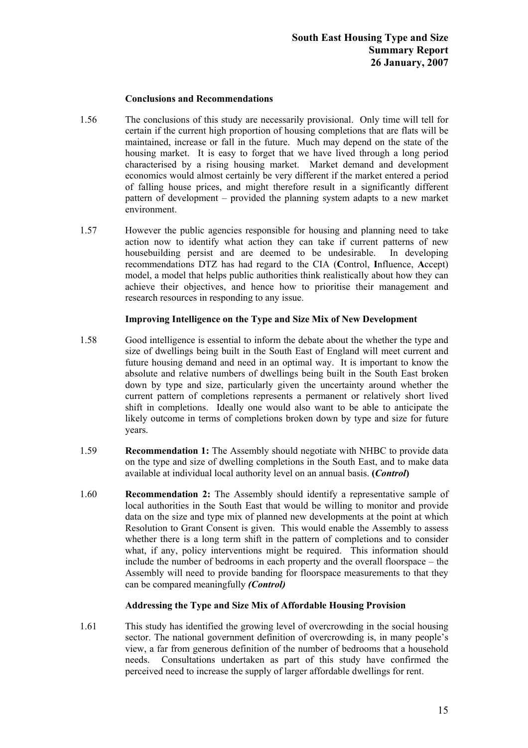### Conclusions and Recommendations

1.56 The conclusions of this study are necessarily provisional. Only time will tell for certain if the current high proportion of housing completions that are flats will be maintained, increase or fall in the future. Much may depend on the state of the housing market. It is easy to forget that we have lived through a long period characterised by a rising housing market. Market demand and development economics would almost certainly be very different if the market entered a period of falling house prices, and might therefore result in a significantly different pattern of development – provided the planning system adapts to a new market environment.

1.57 However the public agencies responsible for housing and planning need to take action now to identify what action they can take if current patterns of new housebuilding persist and are deemed to be undesirable. In developing recommendations DTZ has had regard to the CIA (**C**ontrol, **I**nfluence, **A**ccept) model, a model that helps public authorities think realistically about how they can achieve their objectives, and hence how to prioritise their management and research resources in responding to any issue.

### Improving Intelligence on the Type and Size Mix of New Development

1.58 Good intelligence is essential to inform the debate about the whether the type and size of dwellings being built in the South East of England will meet current and future housing demand and need in an optimal way. It is important to know the absolute and relative numbers of dwellings being built in the South East broken down by type and size, particularly given the uncertainty around whether the current pattern of completions represents a permanent or relatively short lived shift in completions. Ideally one would also want to be able to anticipate the likely outcome in terms of completions broken down by type and size for future years.

1.59 **Recommendation 1:** The Assembly should negotiate with NHBC to provide data on the type and size of dwelling completions in the South East, and to make data available at individual local authority level on an annual basis. **(*Control*)**

1.60 **Recommendation 2:** The Assembly should identify a representative sample of local authorities in the South East that would be willing to monitor and provide data on the size and type mix of planned new developments at the point at which Resolution to Grant Consent is given. This would enable the Assembly to assess whether there is a long term shift in the pattern of completions and to consider what, if any, policy interventions might be required. This information should include the number of bedrooms in each property and the overall floorspace – the Assembly will need to provide banding for floorspace measurements to that they can be compared meaningfully ***(Control)***

### Addressing the Type and Size Mix of Affordable Housing Provision

1.61 This study has identified the growing level of overcrowding in the social housing sector. The national government definition of overcrowding is, in many people's view, a far from generous definition of the number of bedrooms that a household needs. Consultations undertaken as part of this study have confirmed the perceived need to increase the supply of larger affordable dwellings for rent.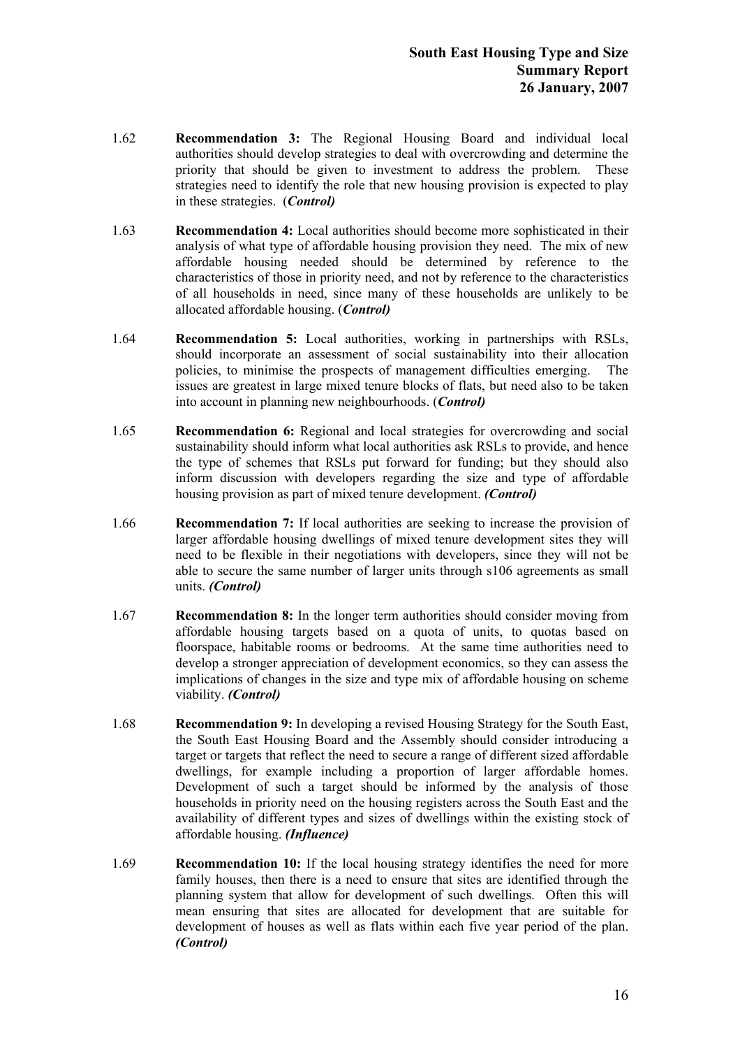1.62 **Recommendation 3:** The Regional Housing Board and individual local authorities should develop strategies to deal with overcrowding and determine the priority that should be given to investment to address the problem. These strategies need to identify the role that new housing provision is expected to play in these strategies. (***Control)***

1.63 **Recommendation 4:** Local authorities should become more sophisticated in their analysis of what type of affordable housing provision they need. The mix of new affordable housing needed should be determined by reference to the characteristics of those in priority need, and not by reference to the characteristics of all households in need, since many of these households are unlikely to be allocated affordable housing. (***Control)***

1.64 **Recommendation 5:** Local authorities, working in partnerships with RSLs, should incorporate an assessment of social sustainability into their allocation policies, to minimise the prospects of management difficulties emerging. The issues are greatest in large mixed tenure blocks of flats, but need also to be taken into account in planning new neighbourhoods. (***Control)***

1.65 **Recommendation 6:** Regional and local strategies for overcrowding and social sustainability should inform what local authorities ask RSLs to provide, and hence the type of schemes that RSLs put forward for funding; but they should also inform discussion with developers regarding the size and type of affordable housing provision as part of mixed tenure development. ***(Control)***

1.66 **Recommendation 7:** If local authorities are seeking to increase the provision of larger affordable housing dwellings of mixed tenure development sites they will need to be flexible in their negotiations with developers, since they will not be able to secure the same number of larger units through s106 agreements as small units. ***(Control)***

1.67 **Recommendation 8:** In the longer term authorities should consider moving from affordable housing targets based on a quota of units, to quotas based on floorspace, habitable rooms or bedrooms. At the same time authorities need to develop a stronger appreciation of development economics, so they can assess the implications of changes in the size and type mix of affordable housing on scheme viability. ***(Control)***

1.68 **Recommendation 9:** In developing a revised Housing Strategy for the South East, the South East Housing Board and the Assembly should consider introducing a target or targets that reflect the need to secure a range of different sized affordable dwellings, for example including a proportion of larger affordable homes. Development of such a target should be informed by the analysis of those households in priority need on the housing registers across the South East and the availability of different types and sizes of dwellings within the existing stock of affordable housing. ***(Influence)***

1.69 **Recommendation 10:** If the local housing strategy identifies the need for more family houses, then there is a need to ensure that sites are identified through the planning system that allow for development of such dwellings. Often this will mean ensuring that sites are allocated for development that are suitable for development of houses as well as flats within each five year period of the plan. ***(Control)***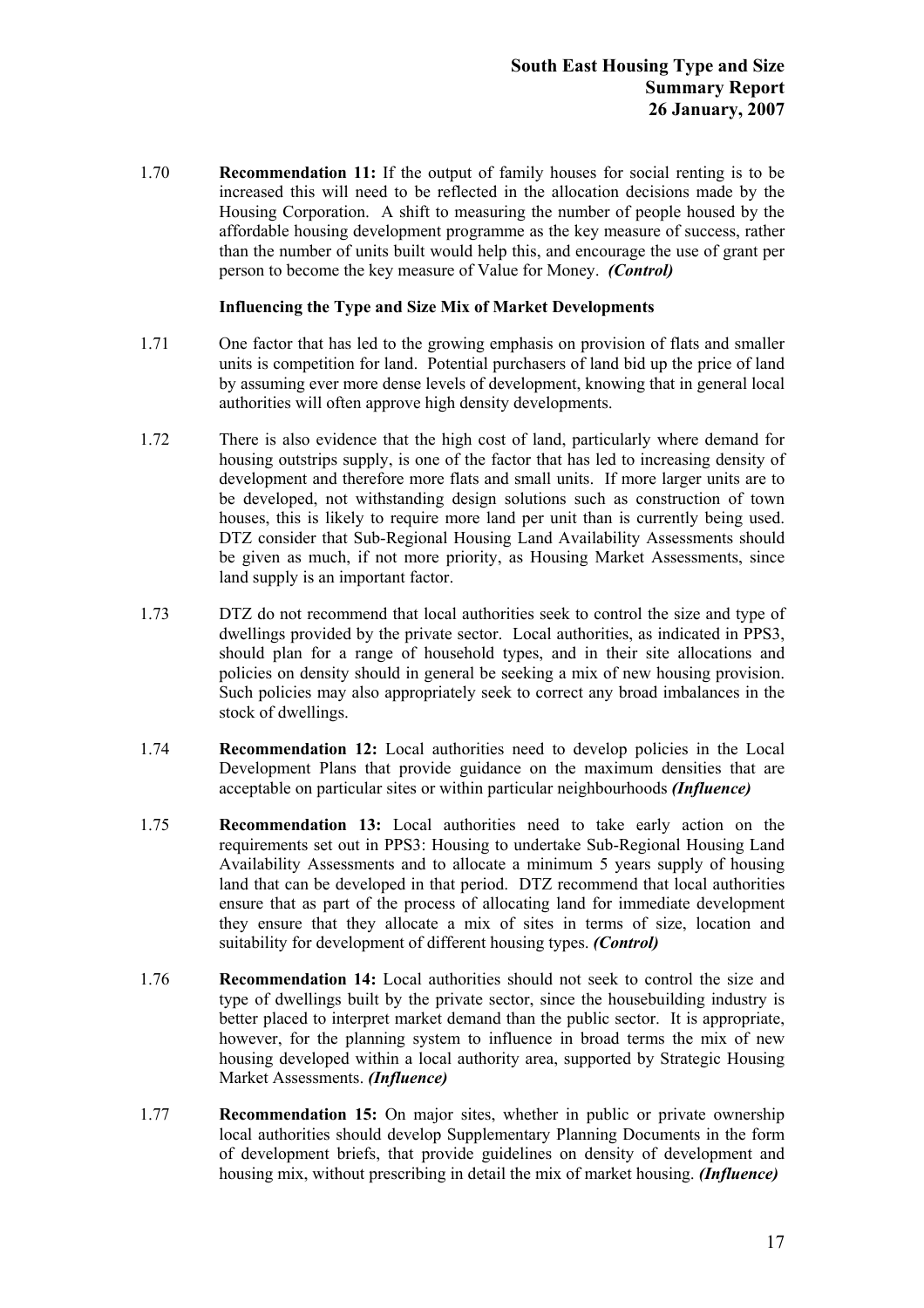1.70 **Recommendation 11:** If the output of family houses for social renting is to be increased this will need to be reflected in the allocation decisions made by the Housing Corporation. A shift to measuring the number of people housed by the affordable housing development programme as the key measure of success, rather than the number of units built would help this, and encourage the use of grant per person to become the key measure of Value for Money. ***(Control)***

**Influencing the Type and Size Mix of Market Developments**

1.71 One factor that has led to the growing emphasis on provision of flats and smaller units is competition for land. Potential purchasers of land bid up the price of land by assuming ever more dense levels of development, knowing that in general local authorities will often approve high density developments.

1.72 There is also evidence that the high cost of land, particularly where demand for housing outstrips supply, is one of the factor that has led to increasing density of development and therefore more flats and small units. If more larger units are to be developed, not withstanding design solutions such as construction of town houses, this is likely to require more land per unit than is currently being used. DTZ consider that Sub-Regional Housing Land Availability Assessments should be given as much, if not more priority, as Housing Market Assessments, since land supply is an important factor.

1.73 DTZ do not recommend that local authorities seek to control the size and type of dwellings provided by the private sector. Local authorities, as indicated in PPS3, should plan for a range of household types, and in their site allocations and policies on density should in general be seeking a mix of new housing provision. Such policies may also appropriately seek to correct any broad imbalances in the stock of dwellings.

1.74 **Recommendation 12:** Local authorities need to develop policies in the Local Development Plans that provide guidance on the maximum densities that are acceptable on particular sites or within particular neighbourhoods ***(Influence)***

1.75 **Recommendation 13:** Local authorities need to take early action on the requirements set out in PPS3: Housing to undertake Sub-Regional Housing Land Availability Assessments and to allocate a minimum 5 years supply of housing land that can be developed in that period. DTZ recommend that local authorities ensure that as part of the process of allocating land for immediate development they ensure that they allocate a mix of sites in terms of size, location and suitability for development of different housing types. ***(Control)***

1.76 **Recommendation 14:** Local authorities should not seek to control the size and type of dwellings built by the private sector, since the housebuilding industry is better placed to interpret market demand than the public sector. It is appropriate, however, for the planning system to influence in broad terms the mix of new housing developed within a local authority area, supported by Strategic Housing Market Assessments. ***(Influence)***

1.77 **Recommendation 15:** On major sites, whether in public or private ownership local authorities should develop Supplementary Planning Documents in the form of development briefs, that provide guidelines on density of development and housing mix, without prescribing in detail the mix of market housing. ***(Influence)***